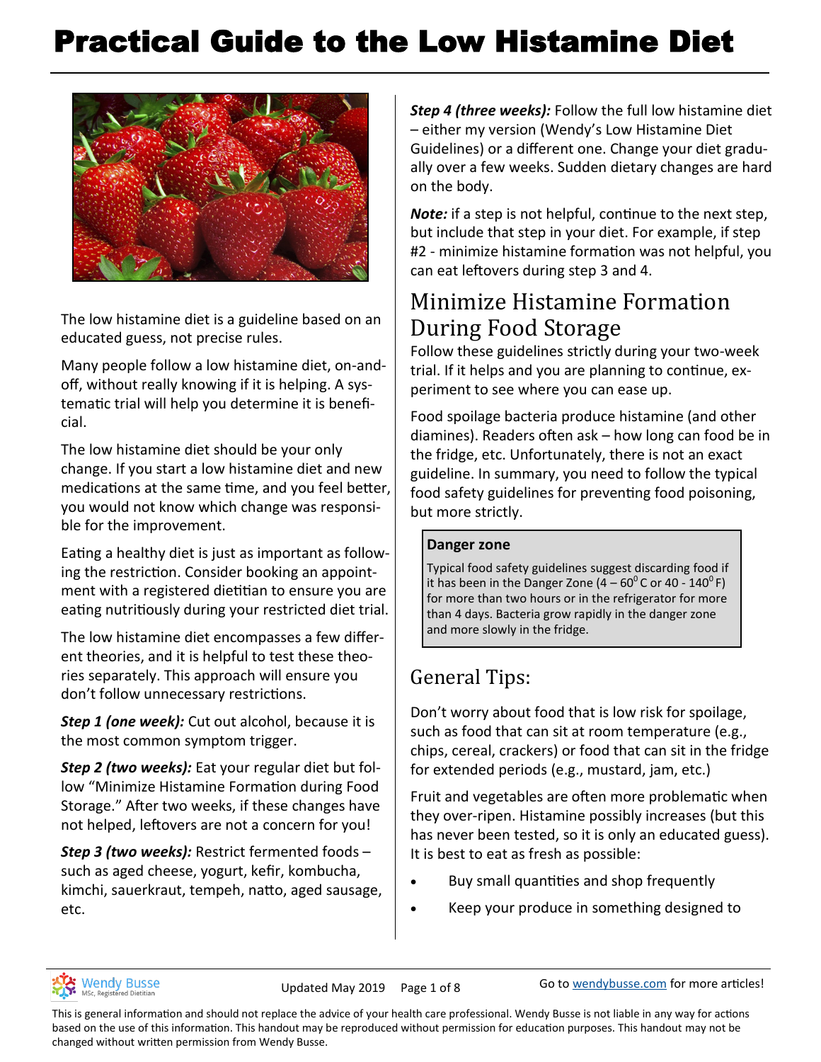# Practical Guide to the Low Histamine Diet

The low histamine diet is a guideline based on an educated guess, not precise rules.

Many people follow a low histamine diet, on-and-off, without really knowing if it is helping. A systematic trial will help you determine it is beneficial.

The low histamine diet should be your only change. If you start a low histamine diet and new medications at the same time, and you feel better, you would not know which change was responsible for the improvement.

Eating a healthy diet is just as important as following the restriction. Consider booking an appointment with a registered dietitian to ensure you are eating nutritiously during your restricted diet trial.

The low histamine diet encompasses a few different theories, and it is helpful to test these theories separately. This approach will ensure you don't follow unnecessary restrictions.

***Step 1 (one week):*** Cut out alcohol, because it is the most common symptom trigger.

***Step 2 (two weeks):*** Eat your regular diet but follow "Minimize Histamine Formation during Food Storage." After two weeks, if these changes have not helped, leftovers are not a concern for you!

***Step 3 (two weeks):*** Restrict fermented foods – such as aged cheese, yogurt, kefir, kombucha, kimchi, sauerkraut, tempeh, natto, aged sausage, etc.

***Step 4 (three weeks):*** Follow the full low histamine diet – either my version (Wendy's Low Histamine Diet Guidelines) or a different one. Change your diet gradually over a few weeks. Sudden dietary changes are hard on the body.

***Note:*** if a step is not helpful, continue to the next step, but include that step in your diet. For example, if step #2 - minimize histamine formation was not helpful, you can eat leftovers during step 3 and 4.

## Minimize Histamine Formation During Food Storage

Follow these guidelines strictly during your two-week trial. If it helps and you are planning to continue, experiment to see where you can ease up.

Food spoilage bacteria produce histamine (and other diamines). Readers often ask – how long can food be in the fridge, etc. Unfortunately, there is not an exact guideline. In summary, you need to follow the typical food safety guidelines for preventing food poisoning, but more strictly.

> **Danger zone**
>
> Typical food safety guidelines suggest discarding food if it has been in the Danger Zone ($4 – 60^0$ C or $40 - 140^0$ F) for more than two hours or in the refrigerator for more than 4 days. Bacteria grow rapidly in the danger zone and more slowly in the fridge.

## General Tips:

Don't worry about food that is low risk for spoilage, such as food that can sit at room temperature (e.g., chips, cereal, crackers) or food that can sit in the fridge for extended periods (e.g., mustard, jam, etc.)

Fruit and vegetables are often more problematic when they over-ripen. Histamine possibly increases (but this has never been tested, so it is only an educated guess). It is best to eat as fresh as possible:

- Buy small quantities and shop frequently
- Keep your produce in something designed to

This is general information and should not replace the advice of your health care professional. Wendy Busse is not liable in any way for actions based on the use of this information. This handout may be reproduced without permission for education purposes. This handout may not be changed without written permission from Wendy Busse.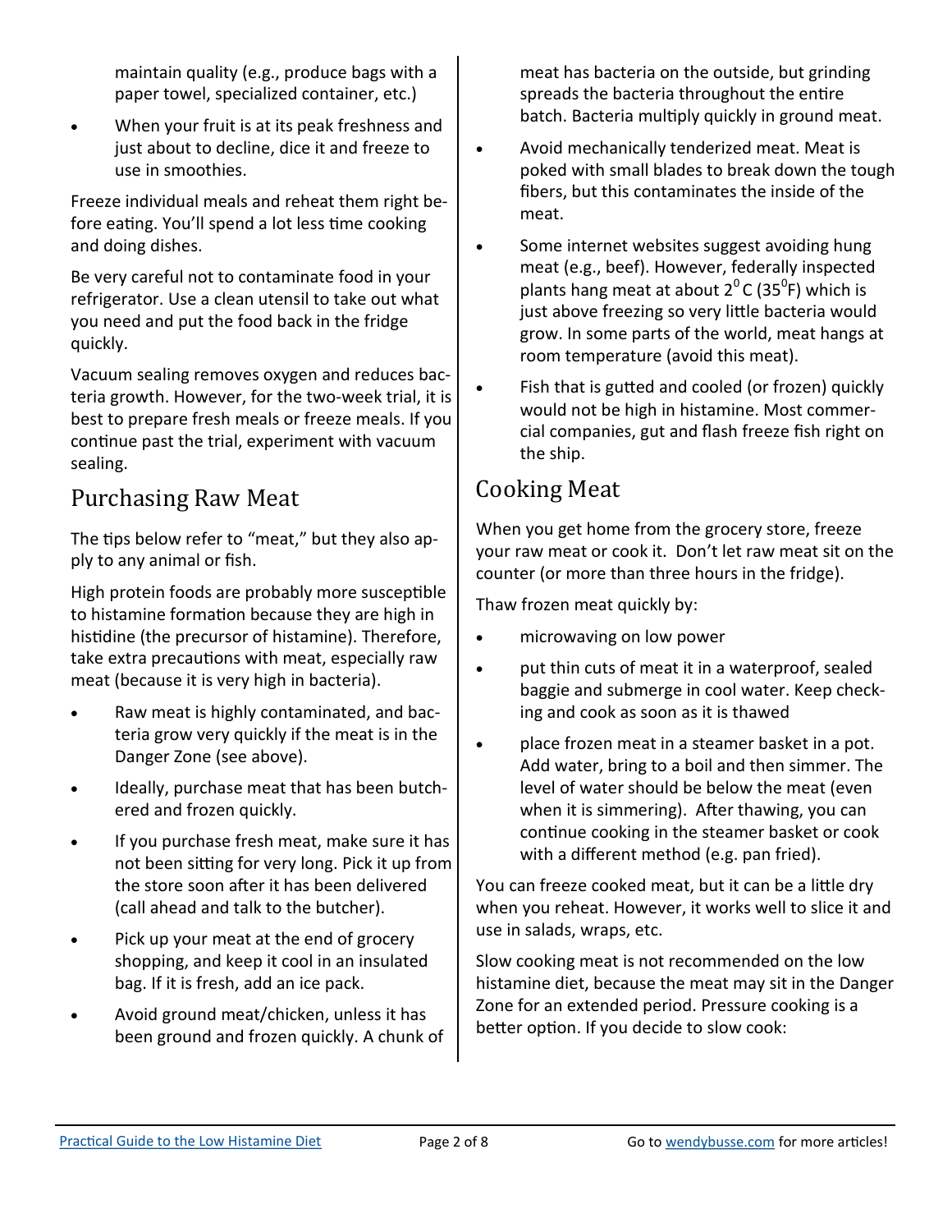maintain quality (e.g., produce bags with a paper towel, specialized container, etc.)

- When your fruit is at its peak freshness and just about to decline, dice it and freeze to use in smoothies.

Freeze individual meals and reheat them right before eating. You'll spend a lot less time cooking and doing dishes.

Be very careful not to contaminate food in your refrigerator. Use a clean utensil to take out what you need and put the food back in the fridge quickly.

Vacuum sealing removes oxygen and reduces bacteria growth. However, for the two-week trial, it is best to prepare fresh meals or freeze meals. If you continue past the trial, experiment with vacuum sealing.

## Purchasing Raw Meat

The tips below refer to "meat," but they also apply to any animal or fish.

High protein foods are probably more susceptible to histamine formation because they are high in histidine (the precursor of histamine). Therefore, take extra precautions with meat, especially raw meat (because it is very high in bacteria).

- Raw meat is highly contaminated, and bacteria grow very quickly if the meat is in the Danger Zone (see above).
- Ideally, purchase meat that has been butchered and frozen quickly.
- If you purchase fresh meat, make sure it has not been sitting for very long. Pick it up from the store soon after it has been delivered (call ahead and talk to the butcher).
- Pick up your meat at the end of grocery shopping, and keep it cool in an insulated bag. If it is fresh, add an ice pack.
- Avoid ground meat/chicken, unless it has been ground and frozen quickly. A chunk of meat has bacteria on the outside, but grinding spreads the bacteria throughout the entire batch. Bacteria multiply quickly in ground meat.
- Avoid mechanically tenderized meat. Meat is poked with small blades to break down the tough fibers, but this contaminates the inside of the meat.
- Some internet websites suggest avoiding hung meat (e.g., beef). However, federally inspected plants hang meat at about $2^0$ C ($35^0$F) which is just above freezing so very little bacteria would grow. In some parts of the world, meat hangs at room temperature (avoid this meat).
- Fish that is gutted and cooled (or frozen) quickly would not be high in histamine. Most commercial companies, gut and flash freeze fish right on the ship.

## Cooking Meat

When you get home from the grocery store, freeze your raw meat or cook it. Don't let raw meat sit on the counter (or more than three hours in the fridge).

Thaw frozen meat quickly by:

- microwaving on low power
- put thin cuts of meat it in a waterproof, sealed baggie and submerge in cool water. Keep checking and cook as soon as it is thawed
- place frozen meat in a steamer basket in a pot. Add water, bring to a boil and then simmer. The level of water should be below the meat (even when it is simmering). After thawing, you can continue cooking in the steamer basket or cook with a different method (e.g. pan fried).

You can freeze cooked meat, but it can be a little dry when you reheat. However, it works well to slice it and use in salads, wraps, etc.

Slow cooking meat is not recommended on the low histamine diet, because the meat may sit in the Danger Zone for an extended period. Pressure cooking is a better option. If you decide to slow cook: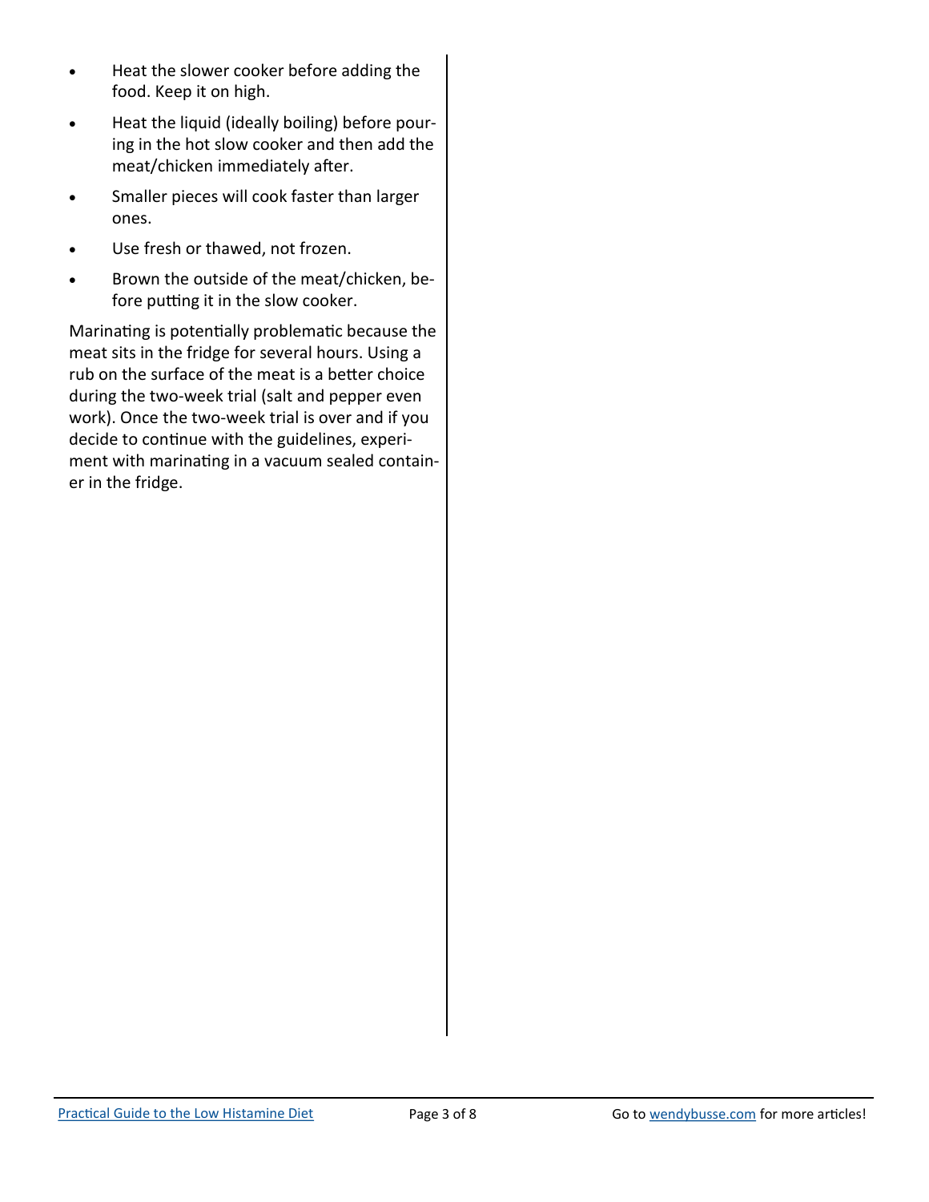- Heat the slower cooker before adding the food. Keep it on high.
- Heat the liquid (ideally boiling) before pouring in the hot slow cooker and then add the meat/chicken immediately after.
- Smaller pieces will cook faster than larger ones.
- Use fresh or thawed, not frozen.
- Brown the outside of the meat/chicken, before putting it in the slow cooker.

Marinating is potentially problematic because the meat sits in the fridge for several hours. Using a rub on the surface of the meat is a better choice during the two-week trial (salt and pepper even work). Once the two-week trial is over and if you decide to continue with the guidelines, experiment with marinating in a vacuum sealed container in the fridge.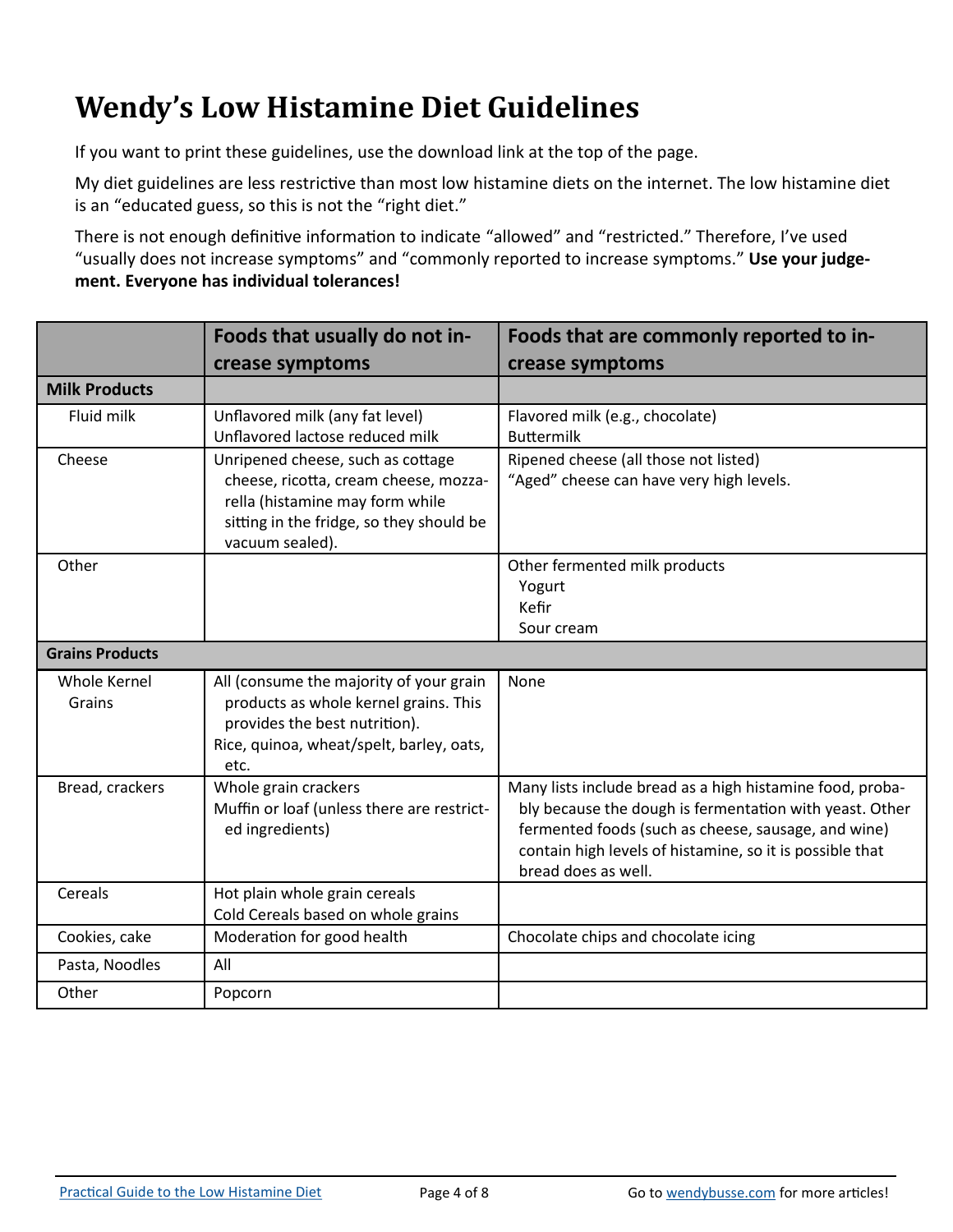# Wendy's Low Histamine Diet Guidelines

If you want to print these guidelines, use the download link at the top of the page.

My diet guidelines are less restrictive than most low histamine diets on the internet. The low histamine diet is an "educated guess, so this is not the "right diet."

There is not enough definitive information to indicate "allowed" and "restricted." Therefore, I've used "usually does not increase symptoms" and "commonly reported to increase symptoms." **Use your judgement. Everyone has individual tolerances!**

| | Foods that usually do not increase symptoms | Foods that are commonly reported to increase symptoms |
|---|---|---|
| **Milk Products** | | |
| Fluid milk | Unflavored milk (any fat level)<br>Unflavored lactose reduced milk | Flavored milk (e.g., chocolate)<br>Buttermilk |
| Cheese | Unripened cheese, such as cottage cheese, ricotta, cream cheese, mozzarella (histamine may form while sitting in the fridge, so they should be vacuum sealed). | Ripened cheese (all those not listed)<br>"Aged" cheese can have very high levels. |
| Other | | Other fermented milk products<br>Yogurt<br>Kefir<br>Sour cream |
| **Grains Products** | | |
| Whole Kernel Grains | All (consume the majority of your grain products as whole kernel grains. This provides the best nutrition).<br>Rice, quinoa, wheat/spelt, barley, oats, etc. | None |
| Bread, crackers | Whole grain crackers<br>Muffin or loaf (unless there are restricted ingredients) | Many lists include bread as a high histamine food, probably because the dough is fermentation with yeast. Other fermented foods (such as cheese, sausage, and wine) contain high levels of histamine, so it is possible that bread does as well. |
| Cereals | Hot plain whole grain cereals<br>Cold Cereals based on whole grains | |
| Cookies, cake | Moderation for good health | Chocolate chips and chocolate icing |
| Pasta, Noodles | All | |
| Other | Popcorn | |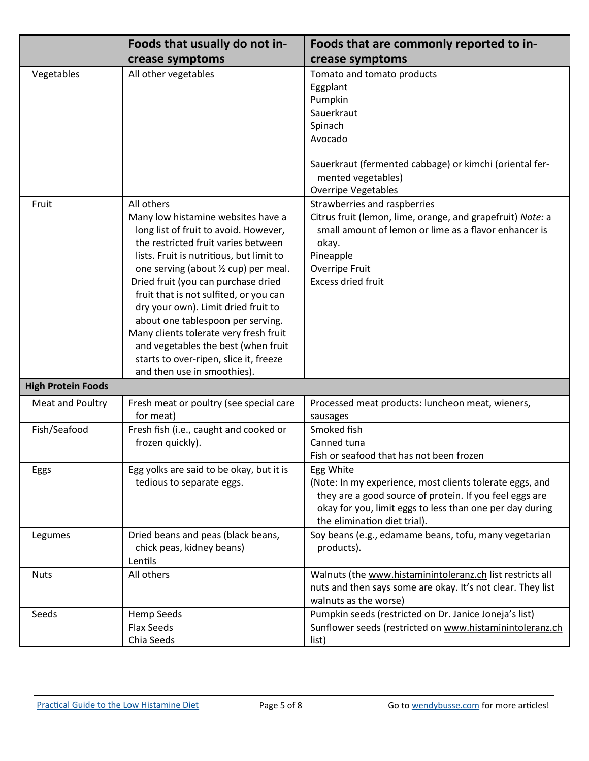| | Foods that usually do not increase symptoms | Foods that are commonly reported to increase symptoms |
|---|---|---|
| Vegetables | All other vegetables | Tomato and tomato products<br>Eggplant<br>Pumpkin<br>Sauerkraut<br>Spinach<br>Avocado<br><br>Sauerkraut (fermented cabbage) or kimchi (oriental fermented vegetables)<br>Overripe Vegetables |
| Fruit | All others<br>Many low histamine websites have a long list of fruit to avoid. However, the restricted fruit varies between lists. Fruit is nutritious, but limit to one serving (about ½ cup) per meal.<br>Dried fruit (you can purchase dried fruit that is not sulfited, or you can dry your own). Limit dried fruit to about one tablespoon per serving.<br>Many clients tolerate very fresh fruit and vegetables the best (when fruit starts to over-ripen, slice it, freeze and then use in smoothies). | Strawberries and raspberries<br>Citrus fruit (lemon, lime, orange, and grapefruit) *Note:* a small amount of lemon or lime as a flavor enhancer is okay.<br>Pineapple<br>Overripe Fruit<br>Excess dried fruit |
| **High Protein Foods** | | |
| Meat and Poultry | Fresh meat or poultry (see special care for meat) | Processed meat products: luncheon meat, wieners, sausages |
| Fish/Seafood | Fresh fish (i.e., caught and cooked or frozen quickly). | Smoked fish<br>Canned tuna<br>Fish or seafood that has not been frozen |
| Eggs | Egg yolks are said to be okay, but it is tedious to separate eggs. | Egg White<br>(Note: In my experience, most clients tolerate eggs, and they are a good source of protein. If you feel eggs are okay for you, limit eggs to less than one per day during the elimination diet trial). |
| Legumes | Dried beans and peas (black beans, chick peas, kidney beans)<br>Lentils | Soy beans (e.g., edamame beans, tofu, many vegetarian products). |
| Nuts | All others | Walnuts (the www.histaminintoleranz.ch list restricts all nuts and then says some are okay. It's not clear. They list walnuts as the worse) |
| Seeds | Hemp Seeds<br>Flax Seeds<br>Chia Seeds | Pumpkin seeds (restricted on Dr. Janice Joneja's list)<br>Sunflower seeds (restricted on www.histaminintoleranz.ch list) |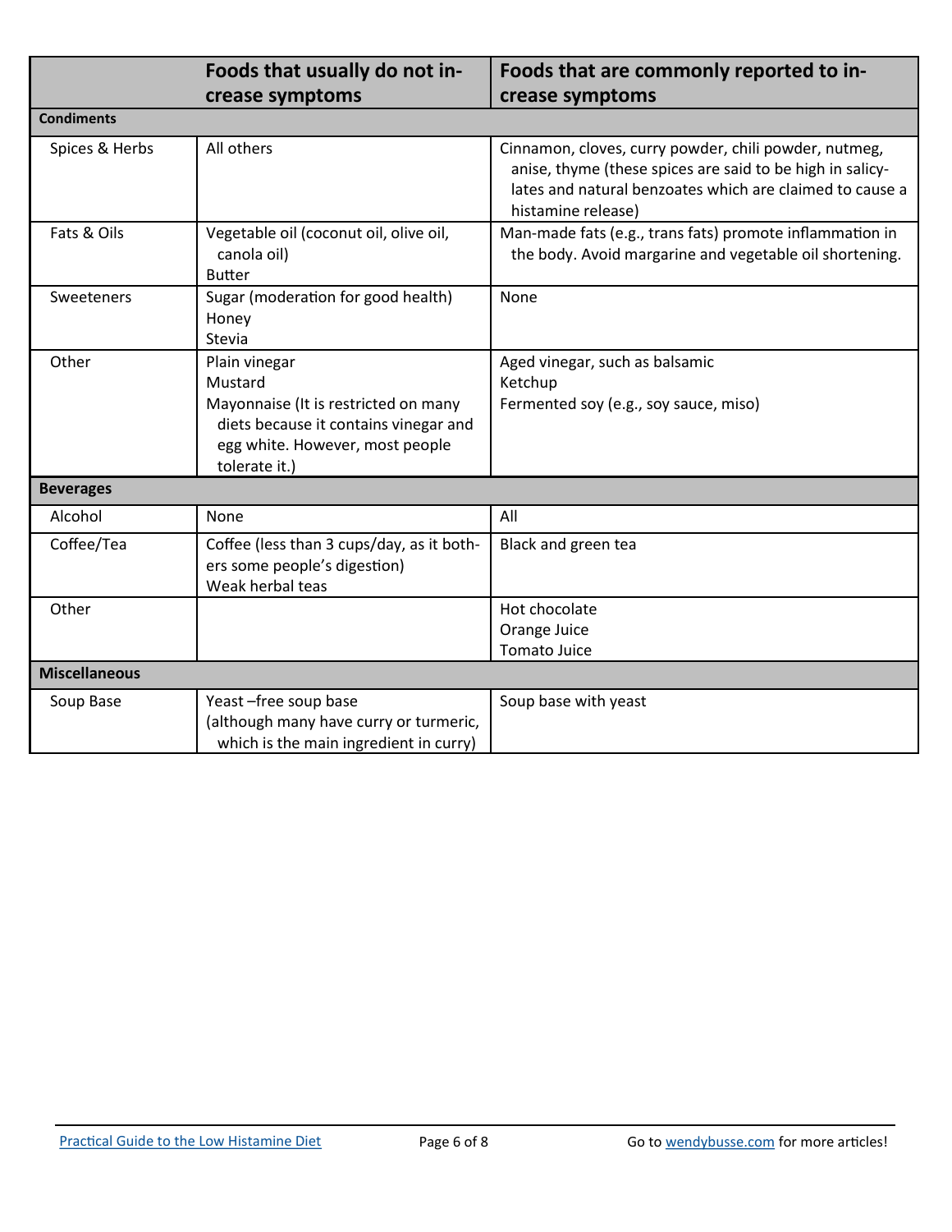| | Foods that usually do not increase symptoms | Foods that are commonly reported to increase symptoms |
|---|---|---|
| **Condiments** | | |
| Spices & Herbs | All others | Cinnamon, cloves, curry powder, chili powder, nutmeg, anise, thyme (these spices are said to be high in salicylates and natural benzoates which are claimed to cause a histamine release) |
| Fats & Oils | Vegetable oil (coconut oil, olive oil, canola oil)<br>Butter | Man-made fats (e.g., trans fats) promote inflammation in the body. Avoid margarine and vegetable oil shortening. |
| Sweeteners | Sugar (moderation for good health)<br>Honey<br>Stevia | None |
| Other | Plain vinegar<br>Mustard<br>Mayonnaise (It is restricted on many diets because it contains vinegar and egg white. However, most people tolerate it.) | Aged vinegar, such as balsamic<br>Ketchup<br>Fermented soy (e.g., soy sauce, miso) |
| **Beverages** | | |
| Alcohol | None | All |
| Coffee/Tea | Coffee (less than 3 cups/day, as it bothers some people's digestion)<br>Weak herbal teas | Black and green tea |
| Other | | Hot chocolate<br>Orange Juice<br>Tomato Juice |
| **Miscellaneous** | | |
| Soup Base | Yeast –free soup base<br>(although many have curry or turmeric, which is the main ingredient in curry) | Soup base with yeast |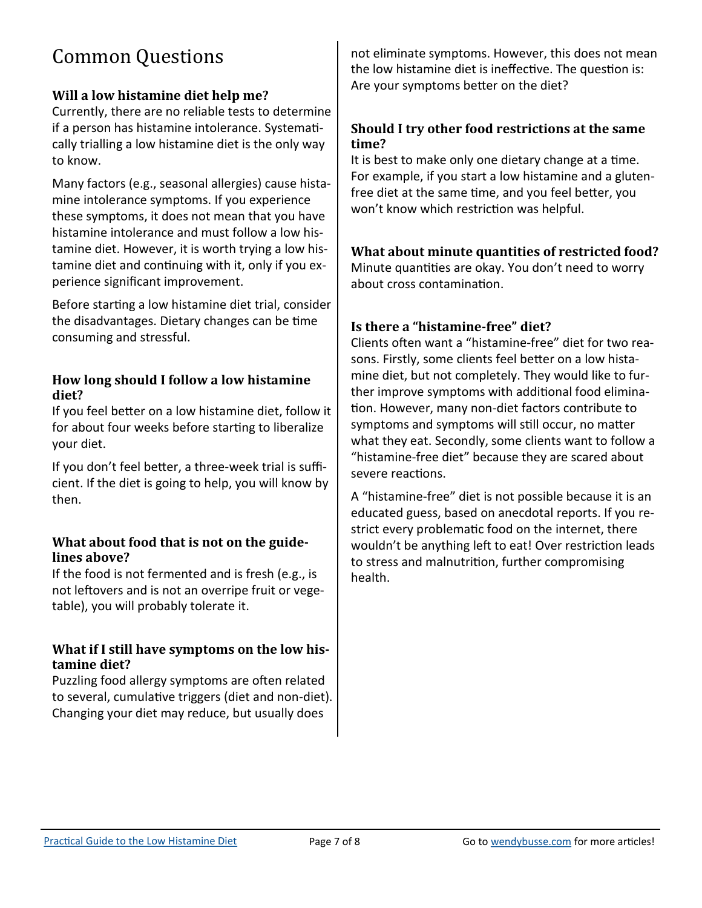# Common Questions

### Will a low histamine diet help me?

Currently, there are no reliable tests to determine if a person has histamine intolerance. Systematically trialling a low histamine diet is the only way to know.

Many factors (e.g., seasonal allergies) cause histamine intolerance symptoms. If you experience these symptoms, it does not mean that you have histamine intolerance and must follow a low histamine diet. However, it is worth trying a low histamine diet and continuing with it, only if you experience significant improvement.

Before starting a low histamine diet trial, consider the disadvantages. Dietary changes can be time consuming and stressful.

### How long should I follow a low histamine diet?

If you feel better on a low histamine diet, follow it for about four weeks before starting to liberalize your diet.

If you don't feel better, a three-week trial is sufficient. If the diet is going to help, you will know by then.

### What about food that is not on the guidelines above?

If the food is not fermented and is fresh (e.g., is not leftovers and is not an overripe fruit or vegetable), you will probably tolerate it.

### What if I still have symptoms on the low histamine diet?

Puzzling food allergy symptoms are often related to several, cumulative triggers (diet and non-diet). Changing your diet may reduce, but usually does not eliminate symptoms. However, this does not mean the low histamine diet is ineffective. The question is: Are your symptoms better on the diet?

### Should I try other food restrictions at the same time?

It is best to make only one dietary change at a time. For example, if you start a low histamine and a gluten-free diet at the same time, and you feel better, you won't know which restriction was helpful.

### What about minute quantities of restricted food?

Minute quantities are okay. You don't need to worry about cross contamination.

### Is there a "histamine-free" diet?

Clients often want a "histamine-free" diet for two reasons. Firstly, some clients feel better on a low histamine diet, but not completely. They would like to further improve symptoms with additional food elimination. However, many non-diet factors contribute to symptoms and symptoms will still occur, no matter what they eat. Secondly, some clients want to follow a "histamine-free diet" because they are scared about severe reactions.

A "histamine-free" diet is not possible because it is an educated guess, based on anecdotal reports. If you restrict every problematic food on the internet, there wouldn't be anything left to eat! Over restriction leads to stress and malnutrition, further compromising health.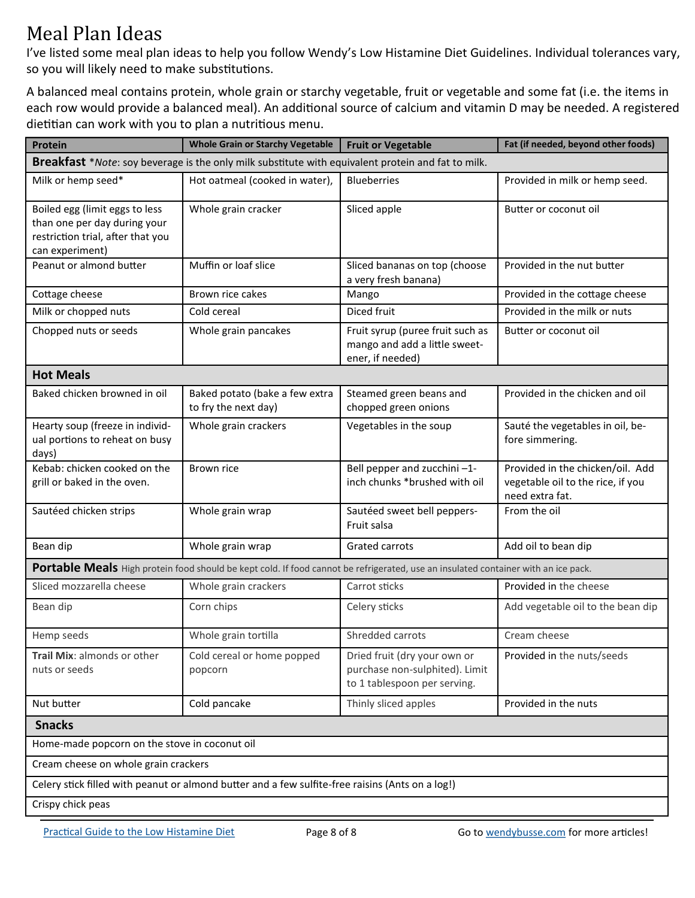# Meal Plan Ideas

I've listed some meal plan ideas to help you follow Wendy's Low Histamine Diet Guidelines. Individual tolerances vary, so you will likely need to make substitutions.

A balanced meal contains protein, whole grain or starchy vegetable, fruit or vegetable and some fat (i.e. the items in each row would provide a balanced meal). An additional source of calcium and vitamin D may be needed. A registered dietitian can work with you to plan a nutritious menu.

| Protein | Whole Grain or Starchy Vegetable | Fruit or Vegetable | Fat (if needed, beyond other foods) |
|---|---|---|---|
| **Breakfast** **Note*: soy beverage is the only milk substitute with equivalent protein and fat to milk. | | | |
| Milk or hemp seed* | Hot oatmeal (cooked in water), | Blueberries | Provided in milk or hemp seed. |
| Boiled egg (limit eggs to less than one per day during your restriction trial, after that you can experiment) | Whole grain cracker | Sliced apple | Butter or coconut oil |
| Peanut or almond butter | Muffin or loaf slice | Sliced bananas on top (choose a very fresh banana) | Provided in the nut butter |
| Cottage cheese | Brown rice cakes | Mango | Provided in the cottage cheese |
| Milk or chopped nuts | Cold cereal | Diced fruit | Provided in the milk or nuts |
| Chopped nuts or seeds | Whole grain pancakes | Fruit syrup (puree fruit such as mango and add a little sweetener, if needed) | Butter or coconut oil |
| **Hot Meals** | | | |
| Baked chicken browned in oil | Baked potato (bake a few extra to fry the next day) | Steamed green beans and chopped green onions | Provided in the chicken and oil |
| Hearty soup (freeze in individual portions to reheat on busy days) | Whole grain crackers | Vegetables in the soup | Sauté the vegetables in oil, before simmering. |
| Kebab: chicken cooked on the grill or baked in the oven. | Brown rice | Bell pepper and zucchini –1-inch chunks *brushed with oil | Provided in the chicken/oil. Add vegetable oil to the rice, if you need extra fat. |
| Sautéed chicken strips | Whole grain wrap | Sautéed sweet bell peppers-Fruit salsa | From the oil |
| Bean dip | Whole grain wrap | Grated carrots | Add oil to bean dip |
| **Portable Meals** High protein food should be kept cold. If food cannot be refrigerated, use an insulated container with an ice pack. | | | |
| Sliced mozzarella cheese | Whole grain crackers | Carrot sticks | Provided in the cheese |
| Bean dip | Corn chips | Celery sticks | Add vegetable oil to the bean dip |
| Hemp seeds | Whole grain tortilla | Shredded carrots | Cream cheese |
| **Trail Mix**: almonds or other nuts or seeds | Cold cereal or home popped popcorn | Dried fruit (dry your own or purchase non-sulphited). Limit to 1 tablespoon per serving. | Provided in the nuts/seeds |
| Nut butter | Cold pancake | Thinly sliced apples | Provided in the nuts |
| **Snacks** | | | |
| Home-made popcorn on the stove in coconut oil | | | |
| Cream cheese on whole grain crackers | | | |
| Celery stick filled with peanut or almond butter and a few sulfite-free raisins (Ants on a log!) | | | |
| Crispy chick peas | | | |

[Practical Guide to the Low Histamine Diet](#) — Go to wendybusse.com for more articles!